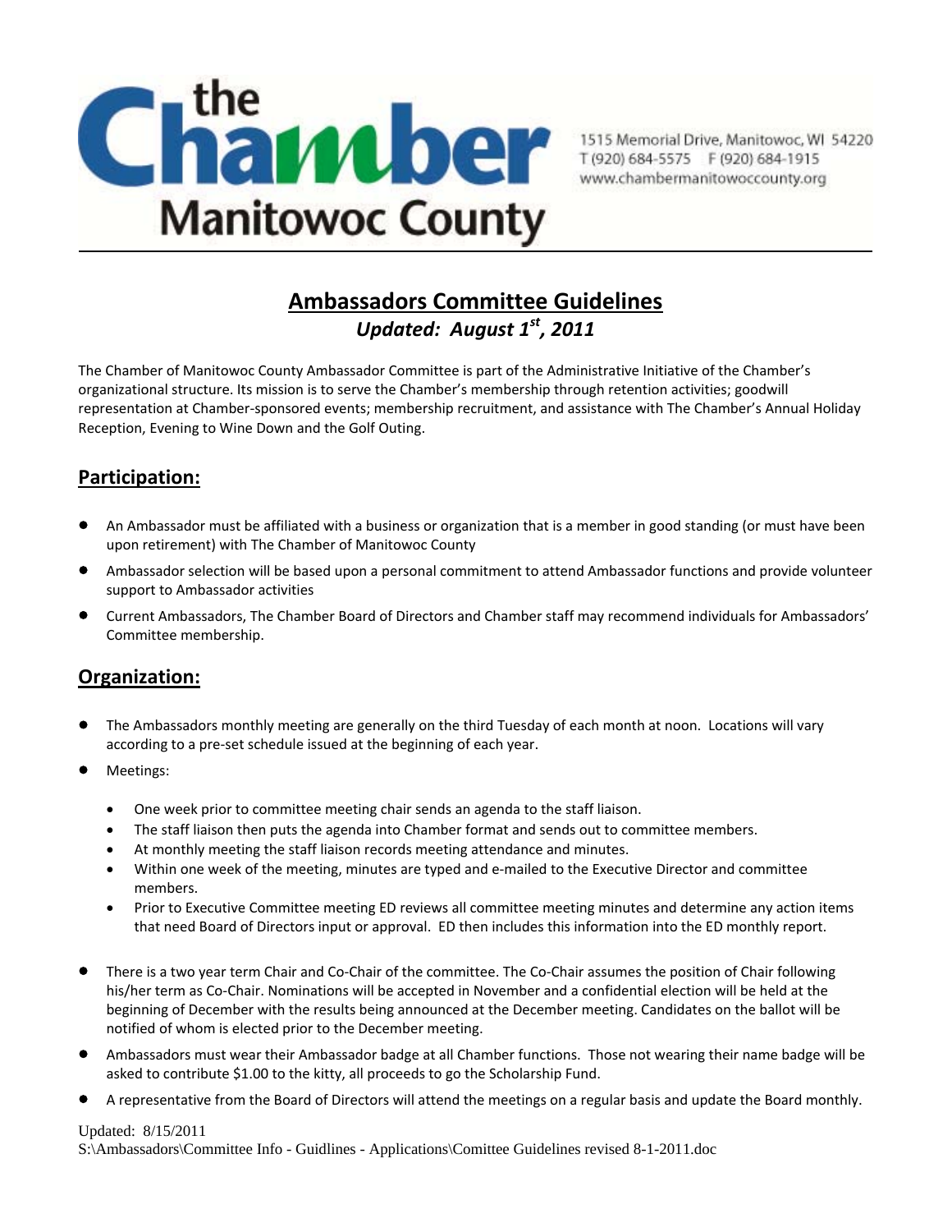the Chamber Manitowoc County

1515 Memorial Drive, Manitowoc, WI 54220
T (920) 684-5575 F (920) 684-1915
www.chambermanitowoccounty.org

# Ambassadors Committee Guidelines

***Updated: August 1st, 2011***

The Chamber of Manitowoc County Ambassador Committee is part of the Administrative Initiative of the Chamber's organizational structure. Its mission is to serve the Chamber's membership through retention activities; goodwill representation at Chamber-sponsored events; membership recruitment, and assistance with The Chamber's Annual Holiday Reception, Evening to Wine Down and the Golf Outing.

## Participation:

- An Ambassador must be affiliated with a business or organization that is a member in good standing (or must have been upon retirement) with The Chamber of Manitowoc County
- Ambassador selection will be based upon a personal commitment to attend Ambassador functions and provide volunteer support to Ambassador activities
- Current Ambassadors, The Chamber Board of Directors and Chamber staff may recommend individuals for Ambassadors' Committee membership.

## Organization:

- The Ambassadors monthly meeting are generally on the third Tuesday of each month at noon. Locations will vary according to a pre-set schedule issued at the beginning of each year.
- Meetings:
  - One week prior to committee meeting chair sends an agenda to the staff liaison.
  - The staff liaison then puts the agenda into Chamber format and sends out to committee members.
  - At monthly meeting the staff liaison records meeting attendance and minutes.
  - Within one week of the meeting, minutes are typed and e-mailed to the Executive Director and committee members.
  - Prior to Executive Committee meeting ED reviews all committee meeting minutes and determine any action items that need Board of Directors input or approval. ED then includes this information into the ED monthly report.
- There is a two year term Chair and Co-Chair of the committee. The Co-Chair assumes the position of Chair following his/her term as Co-Chair. Nominations will be accepted in November and a confidential election will be held at the beginning of December with the results being announced at the December meeting. Candidates on the ballot will be notified of whom is elected prior to the December meeting.
- Ambassadors must wear their Ambassador badge at all Chamber functions. Those not wearing their name badge will be asked to contribute $1.00 to the kitty, all proceeds to go the Scholarship Fund.
- A representative from the Board of Directors will attend the meetings on a regular basis and update the Board monthly.

Updated: 8/15/2011
S:\Ambassadors\Committee Info - Guidlines - Applications\Comittee Guidelines revised 8-1-2011.doc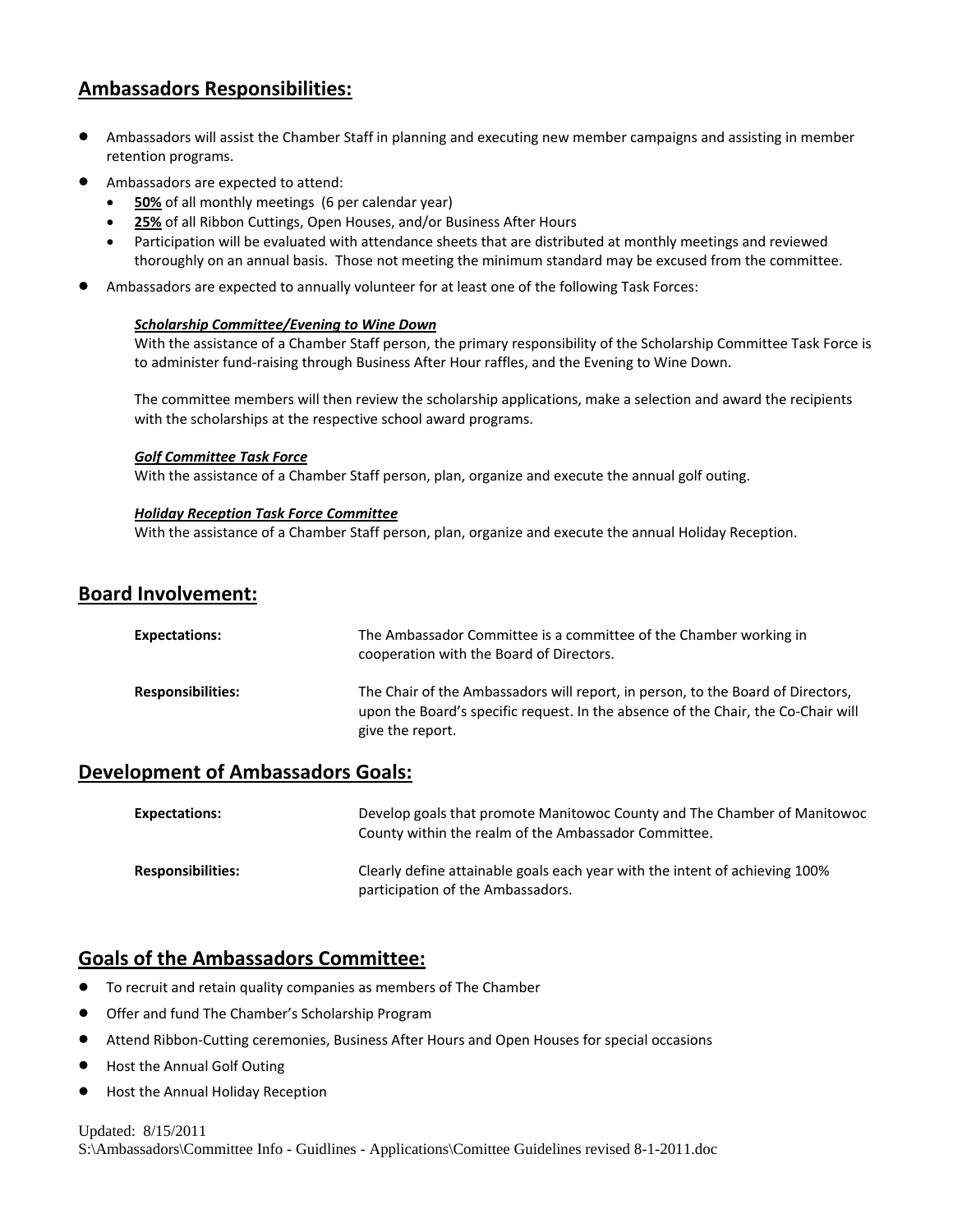## Ambassadors Responsibilities:

- Ambassadors will assist the Chamber Staff in planning and executing new member campaigns and assisting in member retention programs.
- Ambassadors are expected to attend:
  - **50%** of all monthly meetings (6 per calendar year)
  - **25%** of all Ribbon Cuttings, Open Houses, and/or Business After Hours
  - Participation will be evaluated with attendance sheets that are distributed at monthly meetings and reviewed thoroughly on an annual basis. Those not meeting the minimum standard may be excused from the committee.
- Ambassadors are expected to annually volunteer for at least one of the following Task Forces:

  ***Scholarship Committee/Evening to Wine Down***
  With the assistance of a Chamber Staff person, the primary responsibility of the Scholarship Committee Task Force is to administer fund-raising through Business After Hour raffles, and the Evening to Wine Down.

  The committee members will then review the scholarship applications, make a selection and award the recipients with the scholarships at the respective school award programs.

  ***Golf Committee Task Force***
  With the assistance of a Chamber Staff person, plan, organize and execute the annual golf outing.

  ***Holiday Reception Task Force Committee***
  With the assistance of a Chamber Staff person, plan, organize and execute the annual Holiday Reception.

## Board Involvement:

**Expectations:** The Ambassador Committee is a committee of the Chamber working in cooperation with the Board of Directors.

**Responsibilities:** The Chair of the Ambassadors will report, in person, to the Board of Directors, upon the Board's specific request. In the absence of the Chair, the Co-Chair will give the report.

## Development of Ambassadors Goals:

**Expectations:** Develop goals that promote Manitowoc County and The Chamber of Manitowoc County within the realm of the Ambassador Committee.

**Responsibilities:** Clearly define attainable goals each year with the intent of achieving 100% participation of the Ambassadors.

## Goals of the Ambassadors Committee:

- To recruit and retain quality companies as members of The Chamber
- Offer and fund The Chamber's Scholarship Program
- Attend Ribbon-Cutting ceremonies, Business After Hours and Open Houses for special occasions
- Host the Annual Golf Outing
- Host the Annual Holiday Reception

Updated: 8/15/2011
S:\Ambassadors\Committee Info - Guidlines - Applications\Comittee Guidelines revised 8-1-2011.doc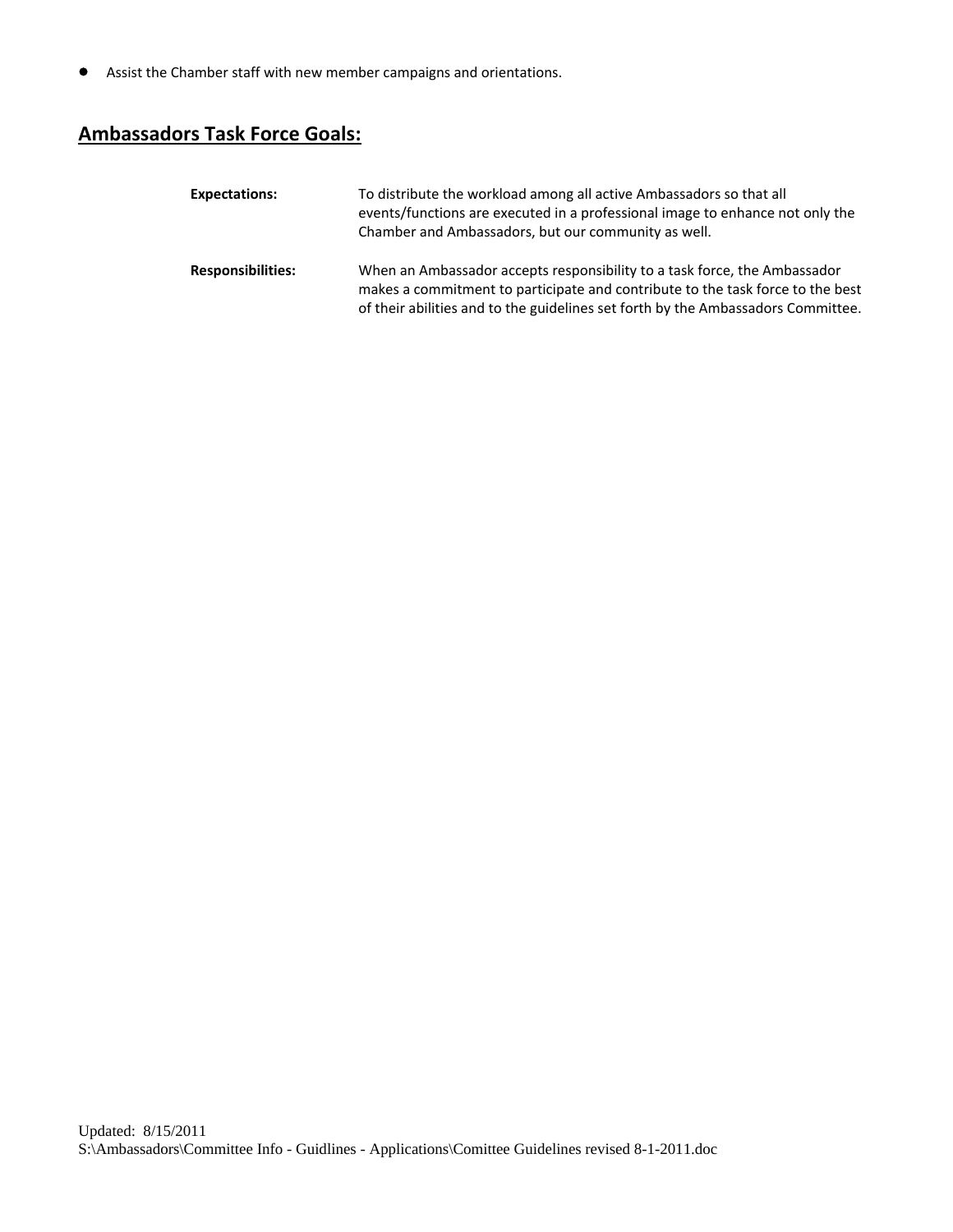- Assist the Chamber staff with new member campaigns and orientations.

## Ambassadors Task Force Goals:

**Expectations:** To distribute the workload among all active Ambassadors so that all events/functions are executed in a professional image to enhance not only the Chamber and Ambassadors, but our community as well.

**Responsibilities:** When an Ambassador accepts responsibility to a task force, the Ambassador makes a commitment to participate and contribute to the task force to the best of their abilities and to the guidelines set forth by the Ambassadors Committee.

Updated: 8/15/2011
S:\Ambassadors\Committee Info - Guidlines - Applications\Comittee Guidelines revised 8-1-2011.doc